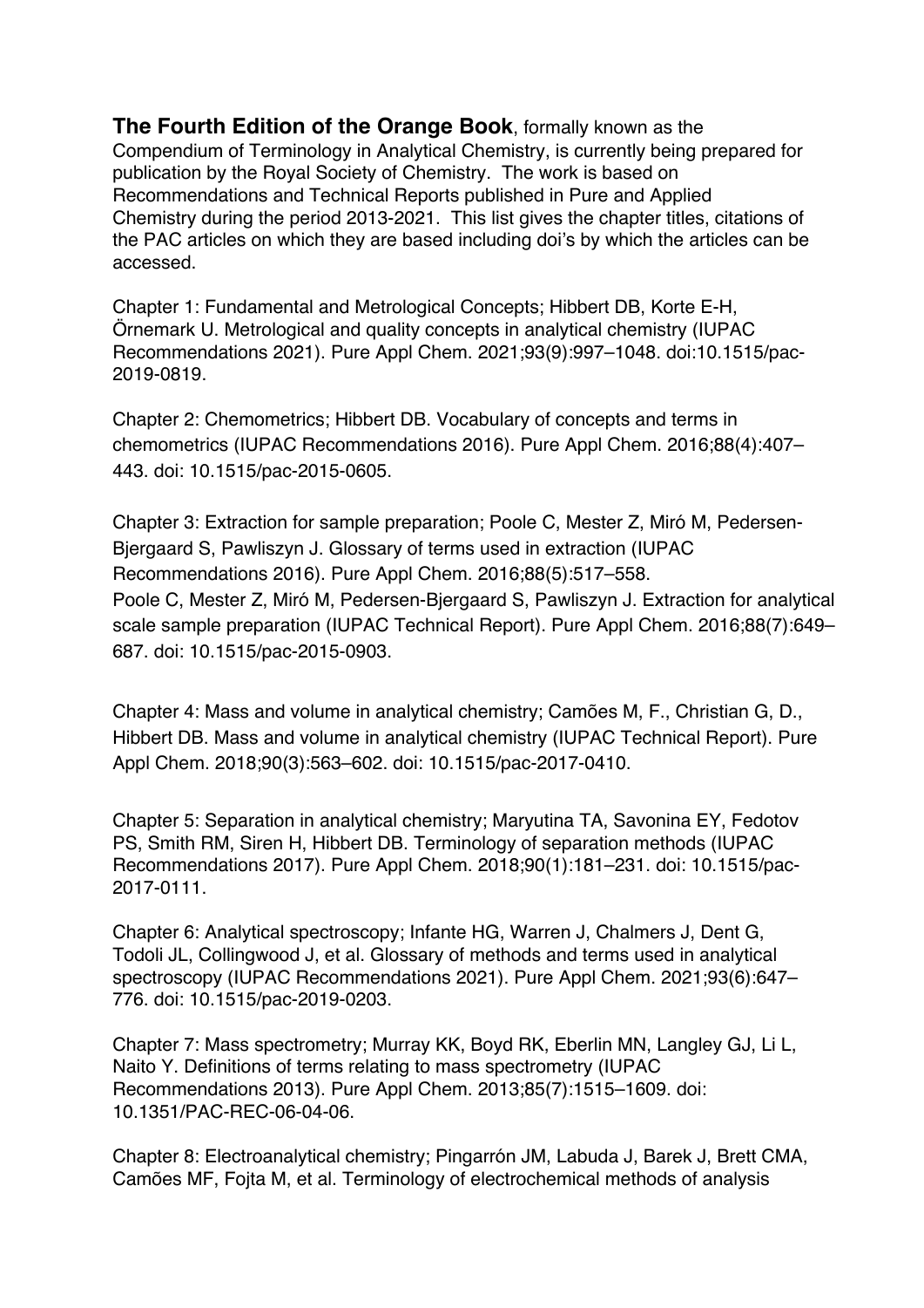**The Fourth Edition of the Orange Book**, formally known as the Compendium of Terminology in Analytical Chemistry, is currently being prepared for publication by the Royal Society of Chemistry. The work is based on Recommendations and Technical Reports published in Pure and Applied Chemistry during the period 2013-2021. This list gives the chapter titles, citations of the PAC articles on which they are based including doi's by which the articles can be accessed.

Chapter 1: Fundamental and Metrological Concepts; Hibbert DB, Korte E-H, Örnemark U. Metrological and quality concepts in analytical chemistry (IUPAC Recommendations 2021). Pure Appl Chem. 2021;93(9):997–1048. doi:10.1515/pac-2019-0819.

Chapter 2: Chemometrics; Hibbert DB. Vocabulary of concepts and terms in chemometrics (IUPAC Recommendations 2016). Pure Appl Chem. 2016;88(4):407–443. doi: 10.1515/pac-2015-0605.

Chapter 3: Extraction for sample preparation; Poole C, Mester Z, Miró M, Pedersen-Bjergaard S, Pawliszyn J. Glossary of terms used in extraction (IUPAC Recommendations 2016). Pure Appl Chem. 2016;88(5):517–558.
Poole C, Mester Z, Miró M, Pedersen-Bjergaard S, Pawliszyn J. Extraction for analytical scale sample preparation (IUPAC Technical Report). Pure Appl Chem. 2016;88(7):649–687. doi: 10.1515/pac-2015-0903.

Chapter 4: Mass and volume in analytical chemistry; Camões M, F., Christian G, D., Hibbert DB. Mass and volume in analytical chemistry (IUPAC Technical Report). Pure Appl Chem. 2018;90(3):563–602. doi: 10.1515/pac-2017-0410.

Chapter 5: Separation in analytical chemistry; Maryutina TA, Savonina EY, Fedotov PS, Smith RM, Siren H, Hibbert DB. Terminology of separation methods (IUPAC Recommendations 2017). Pure Appl Chem. 2018;90(1):181–231. doi: 10.1515/pac-2017-0111.

Chapter 6: Analytical spectroscopy; Infante HG, Warren J, Chalmers J, Dent G, Todoli JL, Collingwood J, et al. Glossary of methods and terms used in analytical spectroscopy (IUPAC Recommendations 2021). Pure Appl Chem. 2021;93(6):647–776. doi: 10.1515/pac-2019-0203.

Chapter 7: Mass spectrometry; Murray KK, Boyd RK, Eberlin MN, Langley GJ, Li L, Naito Y. Definitions of terms relating to mass spectrometry (IUPAC Recommendations 2013). Pure Appl Chem. 2013;85(7):1515–1609. doi: 10.1351/PAC-REC-06-04-06.

Chapter 8: Electroanalytical chemistry; Pingarrón JM, Labuda J, Barek J, Brett CMA, Camões MF, Fojta M, et al. Terminology of electrochemical methods of analysis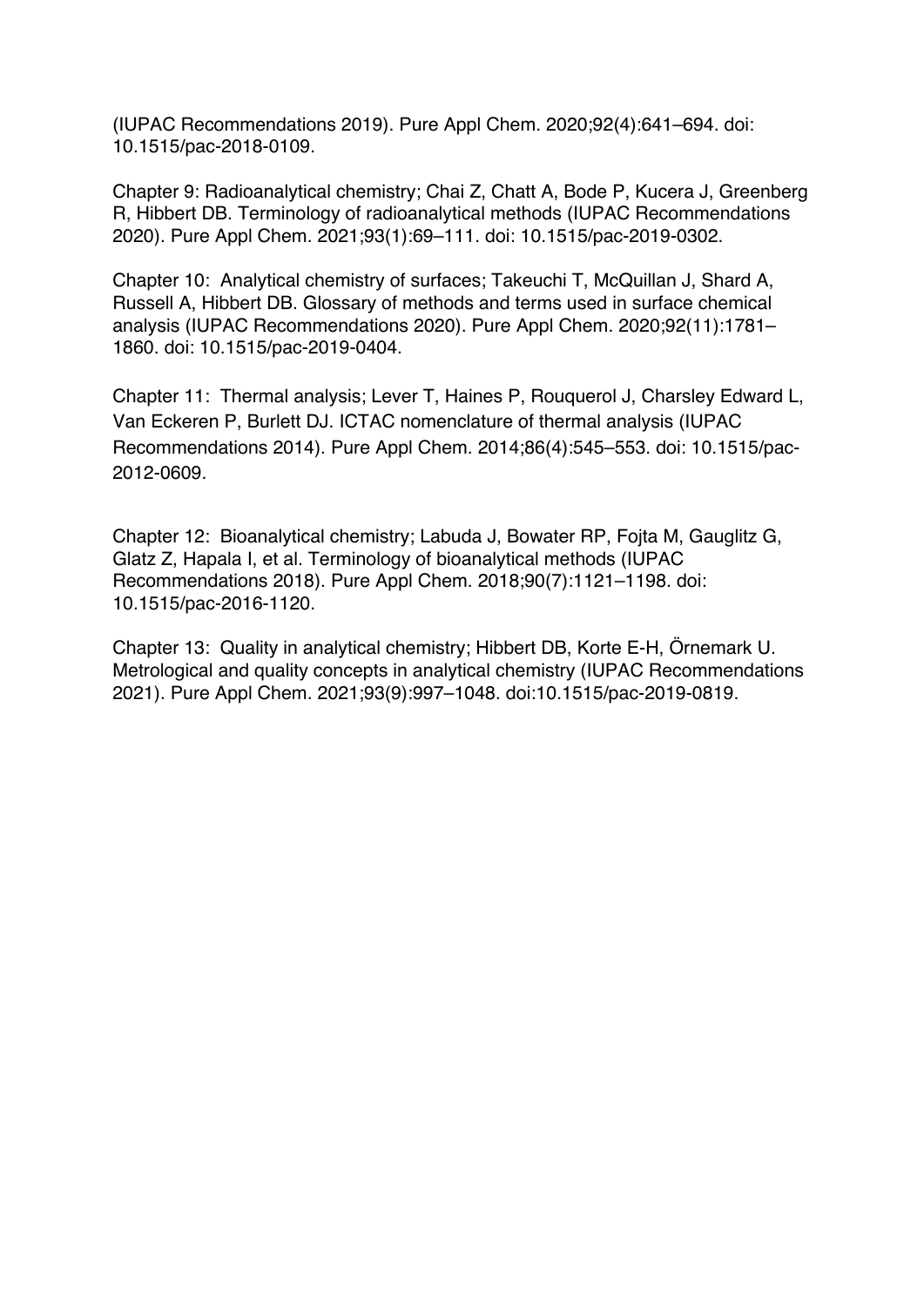(IUPAC Recommendations 2019). Pure Appl Chem. 2020;92(4):641–694. doi: 10.1515/pac-2018-0109.

Chapter 9: Radioanalytical chemistry; Chai Z, Chatt A, Bode P, Kucera J, Greenberg R, Hibbert DB. Terminology of radioanalytical methods (IUPAC Recommendations 2020). Pure Appl Chem. 2021;93(1):69–111. doi: 10.1515/pac-2019-0302.

Chapter 10: Analytical chemistry of surfaces; Takeuchi T, McQuillan J, Shard A, Russell A, Hibbert DB. Glossary of methods and terms used in surface chemical analysis (IUPAC Recommendations 2020). Pure Appl Chem. 2020;92(11):1781–1860. doi: 10.1515/pac-2019-0404.

Chapter 11: Thermal analysis; Lever T, Haines P, Rouquerol J, Charsley Edward L, Van Eckeren P, Burlett DJ. ICTAC nomenclature of thermal analysis (IUPAC Recommendations 2014). Pure Appl Chem. 2014;86(4):545–553. doi: 10.1515/pac-2012-0609.

Chapter 12: Bioanalytical chemistry; Labuda J, Bowater RP, Fojta M, Gauglitz G, Glatz Z, Hapala I, et al. Terminology of bioanalytical methods (IUPAC Recommendations 2018). Pure Appl Chem. 2018;90(7):1121–1198. doi: 10.1515/pac-2016-1120.

Chapter 13: Quality in analytical chemistry; Hibbert DB, Korte E-H, Örnemark U. Metrological and quality concepts in analytical chemistry (IUPAC Recommendations 2021). Pure Appl Chem. 2021;93(9):997–1048. doi:10.1515/pac-2019-0819.